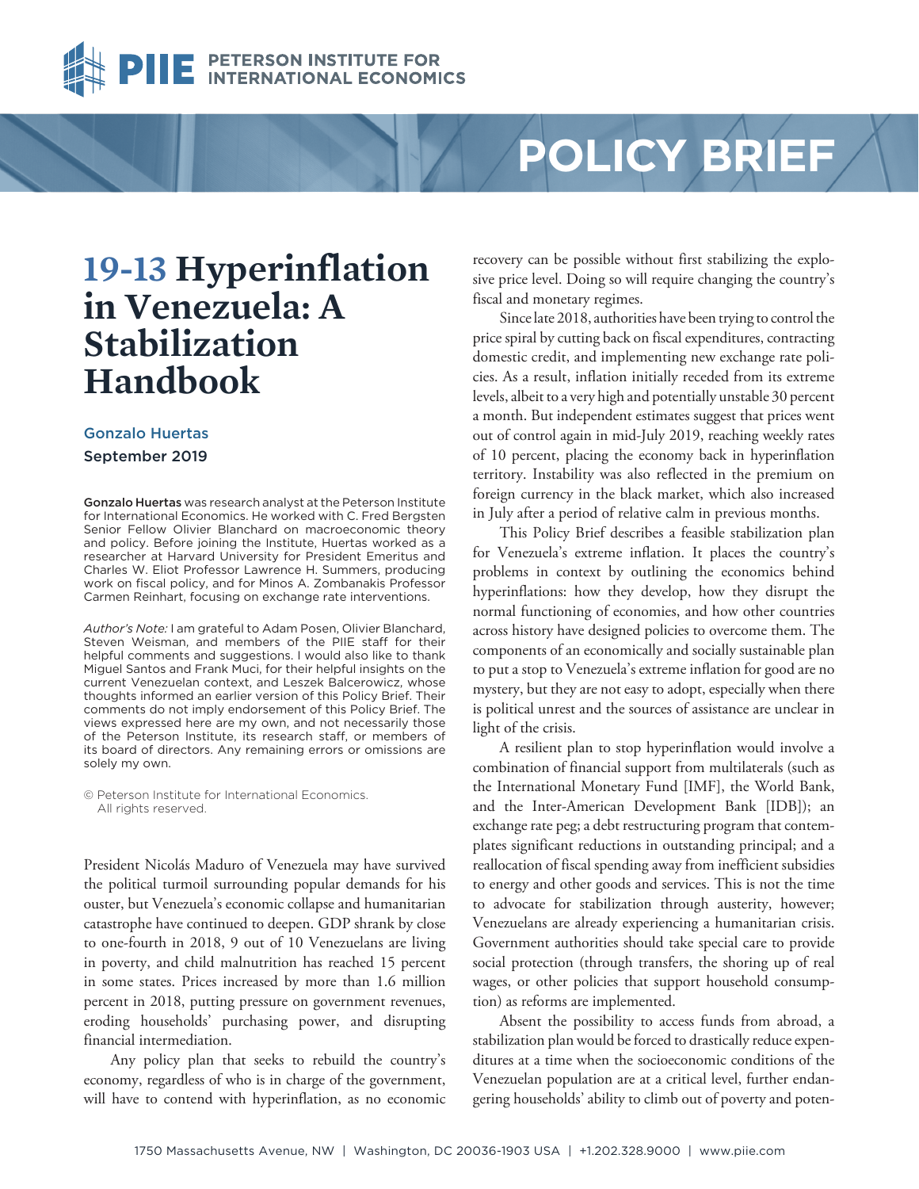# 19-13 Hyperinflation in Venezuela: A Stabilization Handbook

**Gonzalo Huertas**

September 2019

**Gonzalo Huertas** was research analyst at the Peterson Institute for International Economics. He worked with C. Fred Bergsten Senior Fellow Olivier Blanchard on macroeconomic theory and policy. Before joining the Institute, Huertas worked as a researcher at Harvard University for President Emeritus and Charles W. Eliot Professor Lawrence H. Summers, producing work on fiscal policy, and for Minos A. Zombanakis Professor Carmen Reinhart, focusing on exchange rate interventions.

*Author's Note:* I am grateful to Adam Posen, Olivier Blanchard, Steven Weisman, and members of the PIIE staff for their helpful comments and suggestions. I would also like to thank Miguel Santos and Frank Muci, for their helpful insights on the current Venezuelan context, and Leszek Balcerowicz, whose thoughts informed an earlier version of this Policy Brief. Their comments do not imply endorsement of this Policy Brief. The views expressed here are my own, and not necessarily those of the Peterson Institute, its research staff, or members of its board of directors. Any remaining errors or omissions are solely my own.

© Peterson Institute for International Economics. All rights reserved.

President Nicolás Maduro of Venezuela may have survived the political turmoil surrounding popular demands for his ouster, but Venezuela's economic collapse and humanitarian catastrophe have continued to deepen. GDP shrank by close to one-fourth in 2018, 9 out of 10 Venezuelans are living in poverty, and child malnutrition has reached 15 percent in some states. Prices increased by more than 1.6 million percent in 2018, putting pressure on government revenues, eroding households' purchasing power, and disrupting financial intermediation.

Any policy plan that seeks to rebuild the country's economy, regardless of who is in charge of the government, will have to contend with hyperinflation, as no economic recovery can be possible without first stabilizing the explosive price level. Doing so will require changing the country's fiscal and monetary regimes.

Since late 2018, authorities have been trying to control the price spiral by cutting back on fiscal expenditures, contracting domestic credit, and implementing new exchange rate policies. As a result, inflation initially receded from its extreme levels, albeit to a very high and potentially unstable 30 percent a month. But independent estimates suggest that prices went out of control again in mid-July 2019, reaching weekly rates of 10 percent, placing the economy back in hyperinflation territory. Instability was also reflected in the premium on foreign currency in the black market, which also increased in July after a period of relative calm in previous months.

This Policy Brief describes a feasible stabilization plan for Venezuela's extreme inflation. It places the country's problems in context by outlining the economics behind hyperinflations: how they develop, how they disrupt the normal functioning of economies, and how other countries across history have designed policies to overcome them. The components of an economically and socially sustainable plan to put a stop to Venezuela's extreme inflation for good are no mystery, but they are not easy to adopt, especially when there is political unrest and the sources of assistance are unclear in light of the crisis.

A resilient plan to stop hyperinflation would involve a combination of financial support from multilaterals (such as the International Monetary Fund [IMF], the World Bank, and the Inter-American Development Bank [IDB]); an exchange rate peg; a debt restructuring program that contemplates significant reductions in outstanding principal; and a reallocation of fiscal spending away from inefficient subsidies to energy and other goods and services. This is not the time to advocate for stabilization through austerity, however; Venezuelans are already experiencing a humanitarian crisis. Government authorities should take special care to provide social protection (through transfers, the shoring up of real wages, or other policies that support household consumption) as reforms are implemented.

Absent the possibility to access funds from abroad, a stabilization plan would be forced to drastically reduce expenditures at a time when the socioeconomic conditions of the Venezuelan population are at a critical level, further endangering households' ability to climb out of poverty and poten-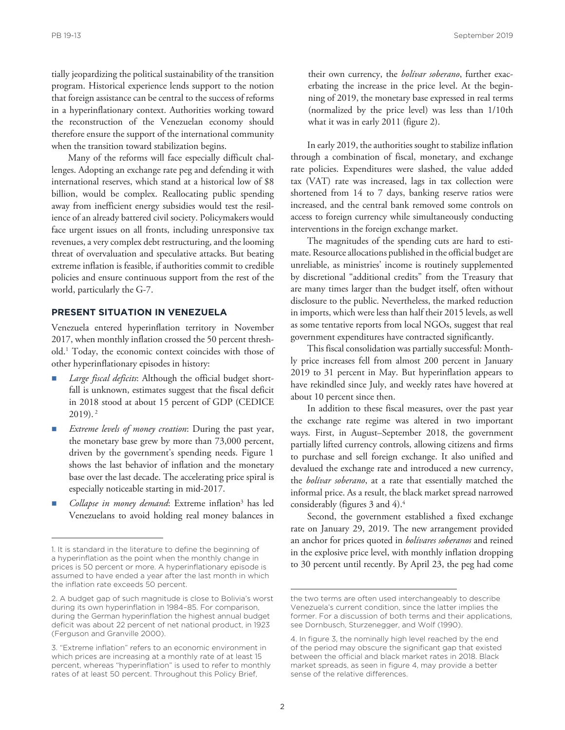tially jeopardizing the political sustainability of the transition program. Historical experience lends support to the notion that foreign assistance can be central to the success of reforms in a hyperinflationary context. Authorities working toward the reconstruction of the Venezuelan economy should therefore ensure the support of the international community when the transition toward stabilization begins.

Many of the reforms will face especially difficult challenges. Adopting an exchange rate peg and defending it with international reserves, which stand at a historical low of $8 billion, would be complex. Reallocating public spending away from inefficient energy subsidies would test the resilience of an already battered civil society. Policymakers would face urgent issues on all fronts, including unresponsive tax revenues, a very complex debt restructuring, and the looming threat of overvaluation and speculative attacks. But beating extreme inflation is feasible, if authorities commit to credible policies and ensure continuous support from the rest of the world, particularly the G-7.

## PRESENT SITUATION IN VENEZUELA

Venezuela entered hyperinflation territory in November 2017, when monthly inflation crossed the 50 percent threshold.[1] Today, the economic context coincides with those of other hyperinflationary episodes in history:

- *Large fiscal deficits*: Although the official budget shortfall is unknown, estimates suggest that the fiscal deficit in 2018 stood at about 15 percent of GDP (CEDICE 2019).[2]
- *Extreme levels of money creation*: During the past year, the monetary base grew by more than 73,000 percent, driven by the government's spending needs. Figure 1 shows the last behavior of inflation and the monetary base over the last decade. The accelerating price spiral is especially noticeable starting in mid-2017.
- *Collapse in money demand*: Extreme inflation[3] has led Venezuelans to avoid holding real money balances in their own currency, the *bolívar soberano*, further exacerbating the increase in the price level. At the beginning of 2019, the monetary base expressed in real terms (normalized by the price level) was less than 1/10th what it was in early 2011 (figure 2).

In early 2019, the authorities sought to stabilize inflation through a combination of fiscal, monetary, and exchange rate policies. Expenditures were slashed, the value added tax (VAT) rate was increased, lags in tax collection were shortened from 14 to 7 days, banking reserve ratios were increased, and the central bank removed some controls on access to foreign currency while simultaneously conducting interventions in the foreign exchange market.

The magnitudes of the spending cuts are hard to estimate. Resource allocations published in the official budget are unreliable, as ministries' income is routinely supplemented by discretional "additional credits" from the Treasury that are many times larger than the budget itself, often without disclosure to the public. Nevertheless, the marked reduction in imports, which were less than half their 2015 levels, as well as some tentative reports from local NGOs, suggest that real government expenditures have contracted significantly.

This fiscal consolidation was partially successful: Monthly price increases fell from almost 200 percent in January 2019 to 31 percent in May. But hyperinflation appears to have rekindled since July, and weekly rates have hovered at about 10 percent since then.

In addition to these fiscal measures, over the past year the exchange rate regime was altered in two important ways. First, in August–September 2018, the government partially lifted currency controls, allowing citizens and firms to purchase and sell foreign exchange. It also unified and devalued the exchange rate and introduced a new currency, the *bolívar soberano*, at a rate that essentially matched the informal price. As a result, the black market spread narrowed considerably (figures 3 and 4).[4]

Second, the government established a fixed exchange rate on January 29, 2019. The new arrangement provided an anchor for prices quoted in *bolívares soberanos* and reined in the explosive price level, with monthly inflation dropping to 30 percent until recently. By April 23, the peg had come

---

1. It is standard in the literature to define the beginning of a hyperinflation as the point when the monthly change in prices is 50 percent or more. A hyperinflationary episode is assumed to have ended a year after the last month in which the inflation rate exceeds 50 percent.

2. A budget gap of such magnitude is close to Bolivia's worst during its own hyperinflation in 1984–85. For comparison, during the German hyperinflation the highest annual budget deficit was about 22 percent of net national product, in 1923 (Ferguson and Granville 2000).

3. "Extreme inflation" refers to an economic environment in which prices are increasing at a monthly rate of at least 15 percent, whereas "hyperinflation" is used to refer to monthly rates of at least 50 percent. Throughout this Policy Brief, the two terms are often used interchangeably to describe Venezuela's current condition, since the latter implies the former. For a discussion of both terms and their applications, see Dornbusch, Sturzenegger, and Wolf (1990).

4. In figure 3, the nominally high level reached by the end of the period may obscure the significant gap that existed between the official and black market rates in 2018. Black market spreads, as seen in figure 4, may provide a better sense of the relative differences.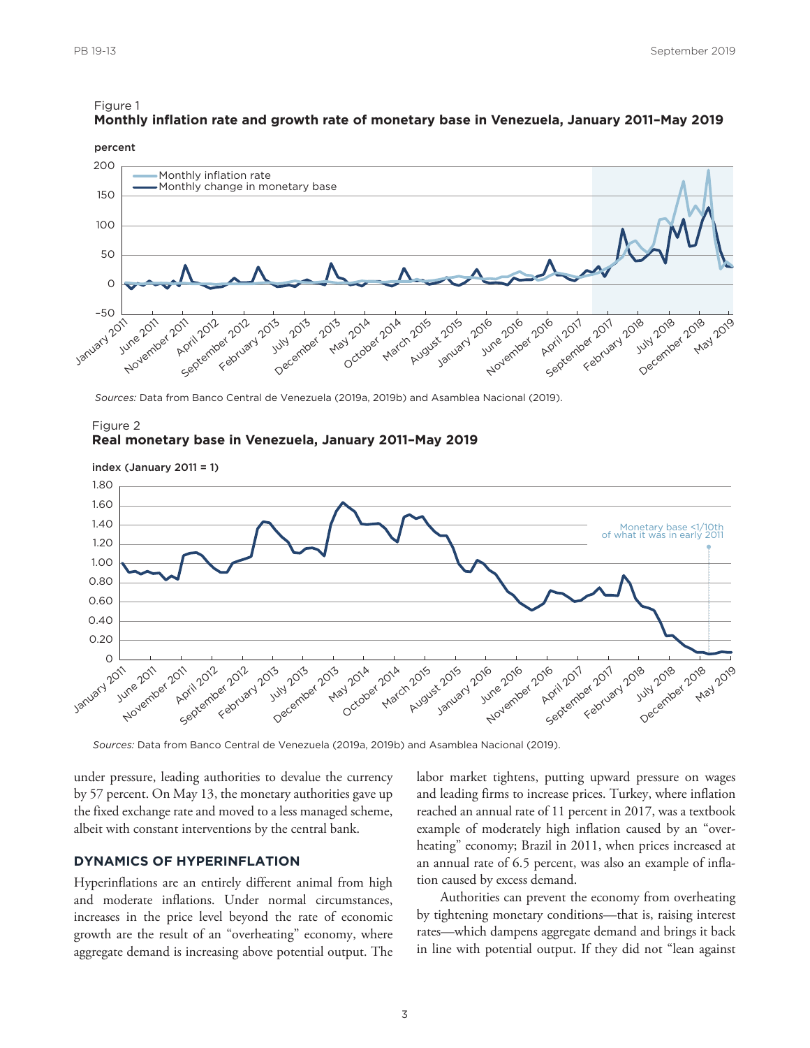Figure 1
**Monthly inflation rate and growth rate of monetary base in Venezuela, January 2011–May 2019**

*Sources:* Data from Banco Central de Venezuela (2019a, 2019b) and Asamblea Nacional (2019).

Figure 2
**Real monetary base in Venezuela, January 2011–May 2019**

*Sources:* Data from Banco Central de Venezuela (2019a, 2019b) and Asamblea Nacional (2019).

under pressure, leading authorities to devalue the currency by 57 percent. On May 13, the monetary authorities gave up the fixed exchange rate and moved to a less managed scheme, albeit with constant interventions by the central bank.

## DYNAMICS OF HYPERINFLATION

Hyperinflations are an entirely different animal from high and moderate inflations. Under normal circumstances, increases in the price level beyond the rate of economic growth are the result of an "overheating" economy, where aggregate demand is increasing above potential output. The labor market tightens, putting upward pressure on wages and leading firms to increase prices. Turkey, where inflation reached an annual rate of 11 percent in 2017, was a textbook example of moderately high inflation caused by an "overheating" economy; Brazil in 2011, when prices increased at an annual rate of 6.5 percent, was also an example of inflation caused by excess demand.

Authorities can prevent the economy from overheating by tightening monetary conditions—that is, raising interest rates—which dampens aggregate demand and brings it back in line with potential output. If they did not "lean against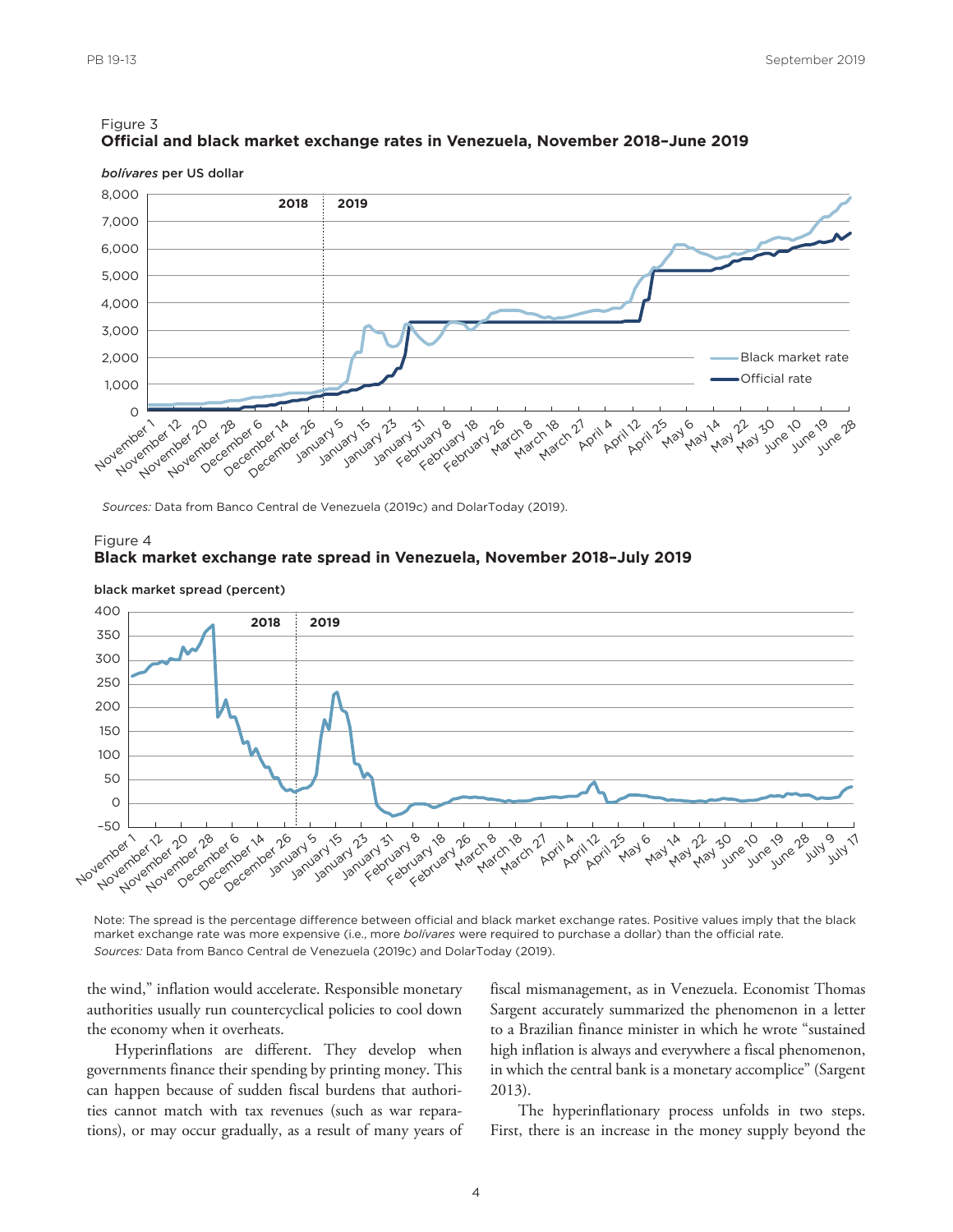Figure 3
**Official and black market exchange rates in Venezuela, November 2018–June 2019**

*Sources:* Data from Banco Central de Venezuela (2019c) and DolarToday (2019).

Figure 4
**Black market exchange rate spread in Venezuela, November 2018–July 2019**

Note: The spread is the percentage difference between official and black market exchange rates. Positive values imply that the black market exchange rate was more expensive (i.e., more *bolívares* were required to purchase a dollar) than the official rate.
*Sources:* Data from Banco Central de Venezuela (2019c) and DolarToday (2019).

the wind," inflation would accelerate. Responsible monetary authorities usually run countercyclical policies to cool down the economy when it overheats.

Hyperinflations are different. They develop when governments finance their spending by printing money. This can happen because of sudden fiscal burdens that authorities cannot match with tax revenues (such as war reparations), or may occur gradually, as a result of many years of fiscal mismanagement, as in Venezuela. Economist Thomas Sargent accurately summarized the phenomenon in a letter to a Brazilian finance minister in which he wrote "sustained high inflation is always and everywhere a fiscal phenomenon, in which the central bank is a monetary accomplice" (Sargent 2013).

The hyperinflationary process unfolds in two steps. First, there is an increase in the money supply beyond the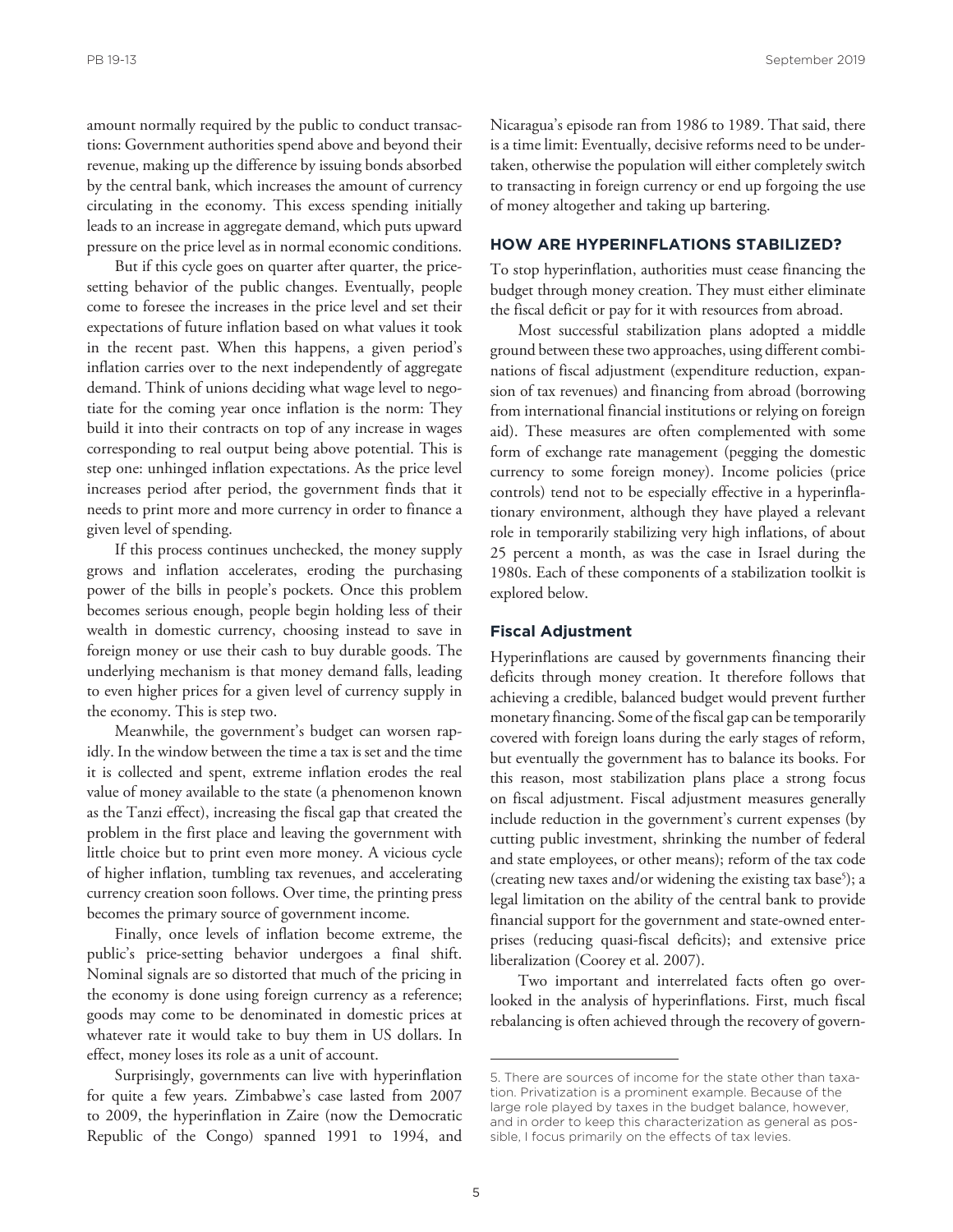amount normally required by the public to conduct transactions: Government authorities spend above and beyond their revenue, making up the difference by issuing bonds absorbed by the central bank, which increases the amount of currency circulating in the economy. This excess spending initially leads to an increase in aggregate demand, which puts upward pressure on the price level as in normal economic conditions.

But if this cycle goes on quarter after quarter, the price-setting behavior of the public changes. Eventually, people come to foresee the increases in the price level and set their expectations of future inflation based on what values it took in the recent past. When this happens, a given period's inflation carries over to the next independently of aggregate demand. Think of unions deciding what wage level to negotiate for the coming year once inflation is the norm: They build it into their contracts on top of any increase in wages corresponding to real output being above potential. This is step one: unhinged inflation expectations. As the price level increases period after period, the government finds that it needs to print more and more currency in order to finance a given level of spending.

If this process continues unchecked, the money supply grows and inflation accelerates, eroding the purchasing power of the bills in people's pockets. Once this problem becomes serious enough, people begin holding less of their wealth in domestic currency, choosing instead to save in foreign money or use their cash to buy durable goods. The underlying mechanism is that money demand falls, leading to even higher prices for a given level of currency supply in the economy. This is step two.

Meanwhile, the government's budget can worsen rapidly. In the window between the time a tax is set and the time it is collected and spent, extreme inflation erodes the real value of money available to the state (a phenomenon known as the Tanzi effect), increasing the fiscal gap that created the problem in the first place and leaving the government with little choice but to print even more money. A vicious cycle of higher inflation, tumbling tax revenues, and accelerating currency creation soon follows. Over time, the printing press becomes the primary source of government income.

Finally, once levels of inflation become extreme, the public's price-setting behavior undergoes a final shift. Nominal signals are so distorted that much of the pricing in the economy is done using foreign currency as a reference; goods may come to be denominated in domestic prices at whatever rate it would take to buy them in US dollars. In effect, money loses its role as a unit of account.

Surprisingly, governments can live with hyperinflation for quite a few years. Zimbabwe's case lasted from 2007 to 2009, the hyperinflation in Zaire (now the Democratic Republic of the Congo) spanned 1991 to 1994, and Nicaragua's episode ran from 1986 to 1989. That said, there is a time limit: Eventually, decisive reforms need to be undertaken, otherwise the population will either completely switch to transacting in foreign currency or end up forgoing the use of money altogether and taking up bartering.

## HOW ARE HYPERINFLATIONS STABILIZED?

To stop hyperinflation, authorities must cease financing the budget through money creation. They must either eliminate the fiscal deficit or pay for it with resources from abroad.

Most successful stabilization plans adopted a middle ground between these two approaches, using different combinations of fiscal adjustment (expenditure reduction, expansion of tax revenues) and financing from abroad (borrowing from international financial institutions or relying on foreign aid). These measures are often complemented with some form of exchange rate management (pegging the domestic currency to some foreign money). Income policies (price controls) tend not to be especially effective in a hyperinflationary environment, although they have played a relevant role in temporarily stabilizing very high inflations, of about 25 percent a month, as was the case in Israel during the 1980s. Each of these components of a stabilization toolkit is explored below.

### Fiscal Adjustment

Hyperinflations are caused by governments financing their deficits through money creation. It therefore follows that achieving a credible, balanced budget would prevent further monetary financing. Some of the fiscal gap can be temporarily covered with foreign loans during the early stages of reform, but eventually the government has to balance its books. For this reason, most stabilization plans place a strong focus on fiscal adjustment. Fiscal adjustment measures generally include reduction in the government's current expenses (by cutting public investment, shrinking the number of federal and state employees, or other means); reform of the tax code (creating new taxes and/or widening the existing tax base[5]); a legal limitation on the ability of the central bank to provide financial support for the government and state-owned enterprises (reducing quasi-fiscal deficits); and extensive price liberalization (Coorey et al. 2007).

Two important and interrelated facts often go overlooked in the analysis of hyperinflations. First, much fiscal rebalancing is often achieved through the recovery of govern-

5. There are sources of income for the state other than taxation. Privatization is a prominent example. Because of the large role played by taxes in the budget balance, however, and in order to keep this characterization as general as possible, I focus primarily on the effects of tax levies.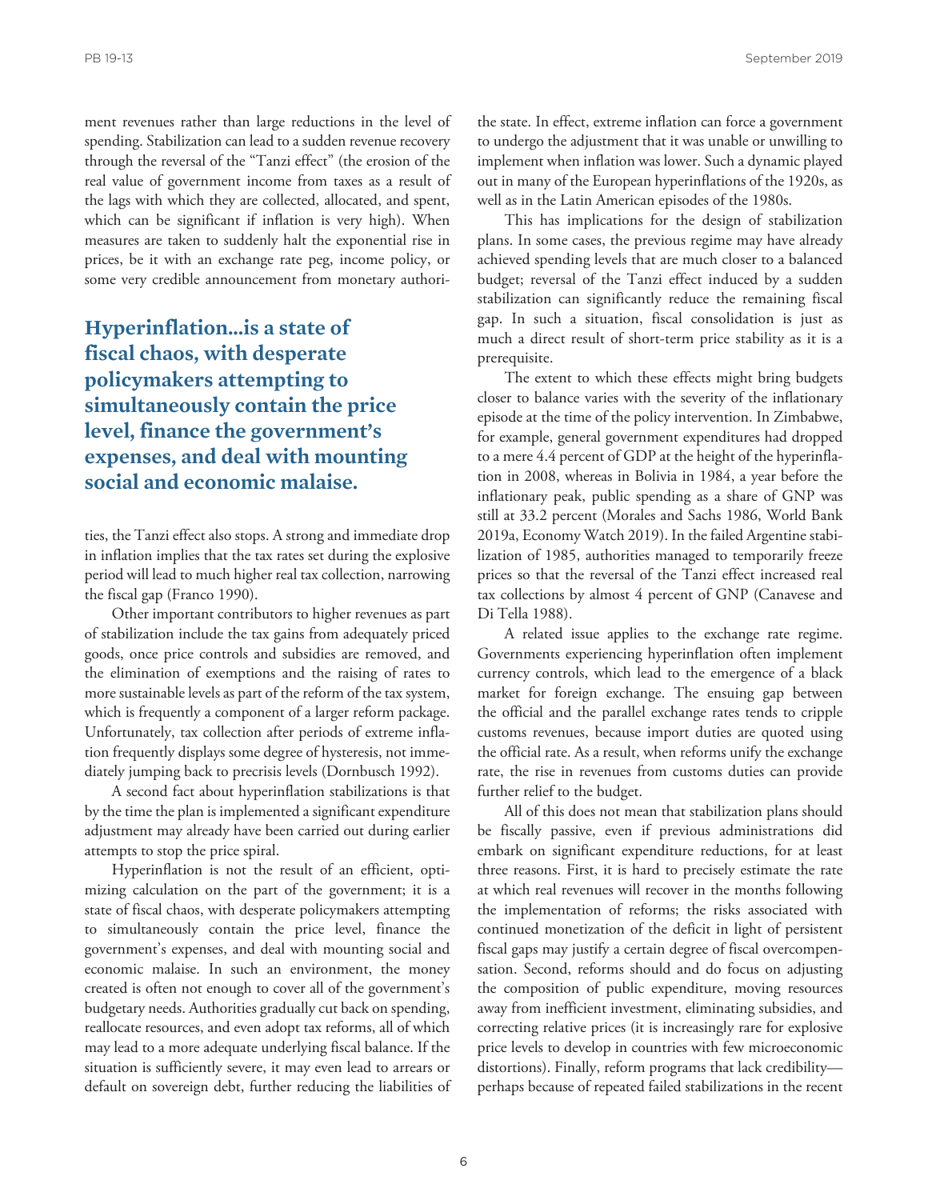ment revenues rather than large reductions in the level of spending. Stabilization can lead to a sudden revenue recovery through the reversal of the "Tanzi effect" (the erosion of the real value of government income from taxes as a result of the lags with which they are collected, allocated, and spent, which can be significant if inflation is very high). When measures are taken to suddenly halt the exponential rise in prices, be it with an exchange rate peg, income policy, or some very credible announcement from monetary authorities, the Tanzi effect also stops. A strong and immediate drop in inflation implies that the tax rates set during the explosive period will lead to much higher real tax collection, narrowing the fiscal gap (Franco 1990).

**Hyperinflation...is a state of fiscal chaos, with desperate policymakers attempting to simultaneously contain the price level, finance the government's expenses, and deal with mounting social and economic malaise.**

Other important contributors to higher revenues as part of stabilization include the tax gains from adequately priced goods, once price controls and subsidies are removed, and the elimination of exemptions and the raising of rates to more sustainable levels as part of the reform of the tax system, which is frequently a component of a larger reform package. Unfortunately, tax collection after periods of extreme inflation frequently displays some degree of hysteresis, not immediately jumping back to precrisis levels (Dornbusch 1992).

A second fact about hyperinflation stabilizations is that by the time the plan is implemented a significant expenditure adjustment may already have been carried out during earlier attempts to stop the price spiral.

Hyperinflation is not the result of an efficient, optimizing calculation on the part of the government; it is a state of fiscal chaos, with desperate policymakers attempting to simultaneously contain the price level, finance the government's expenses, and deal with mounting social and economic malaise. In such an environment, the money created is often not enough to cover all of the government's budgetary needs. Authorities gradually cut back on spending, reallocate resources, and even adopt tax reforms, all of which may lead to a more adequate underlying fiscal balance. If the situation is sufficiently severe, it may even lead to arrears or default on sovereign debt, further reducing the liabilities of the state. In effect, extreme inflation can force a government to undergo the adjustment that it was unable or unwilling to implement when inflation was lower. Such a dynamic played out in many of the European hyperinflations of the 1920s, as well as in the Latin American episodes of the 1980s.

This has implications for the design of stabilization plans. In some cases, the previous regime may have already achieved spending levels that are much closer to a balanced budget; reversal of the Tanzi effect induced by a sudden stabilization can significantly reduce the remaining fiscal gap. In such a situation, fiscal consolidation is just as much a direct result of short-term price stability as it is a prerequisite.

The extent to which these effects might bring budgets closer to balance varies with the severity of the inflationary episode at the time of the policy intervention. In Zimbabwe, for example, general government expenditures had dropped to a mere 4.4 percent of GDP at the height of the hyperinflation in 2008, whereas in Bolivia in 1984, a year before the inflationary peak, public spending as a share of GNP was still at 33.2 percent (Morales and Sachs 1986, World Bank 2019a, Economy Watch 2019). In the failed Argentine stabilization of 1985, authorities managed to temporarily freeze prices so that the reversal of the Tanzi effect increased real tax collections by almost 4 percent of GNP (Canavese and Di Tella 1988).

A related issue applies to the exchange rate regime. Governments experiencing hyperinflation often implement currency controls, which lead to the emergence of a black market for foreign exchange. The ensuing gap between the official and the parallel exchange rates tends to cripple customs revenues, because import duties are quoted using the official rate. As a result, when reforms unify the exchange rate, the rise in revenues from customs duties can provide further relief to the budget.

All of this does not mean that stabilization plans should be fiscally passive, even if previous administrations did embark on significant expenditure reductions, for at least three reasons. First, it is hard to precisely estimate the rate at which real revenues will recover in the months following the implementation of reforms; the risks associated with continued monetization of the deficit in light of persistent fiscal gaps may justify a certain degree of fiscal overcompensation. Second, reforms should and do focus on adjusting the composition of public expenditure, moving resources away from inefficient investment, eliminating subsidies, and correcting relative prices (it is increasingly rare for explosive price levels to develop in countries with few microeconomic distortions). Finally, reform programs that lack credibility—perhaps because of repeated failed stabilizations in the recent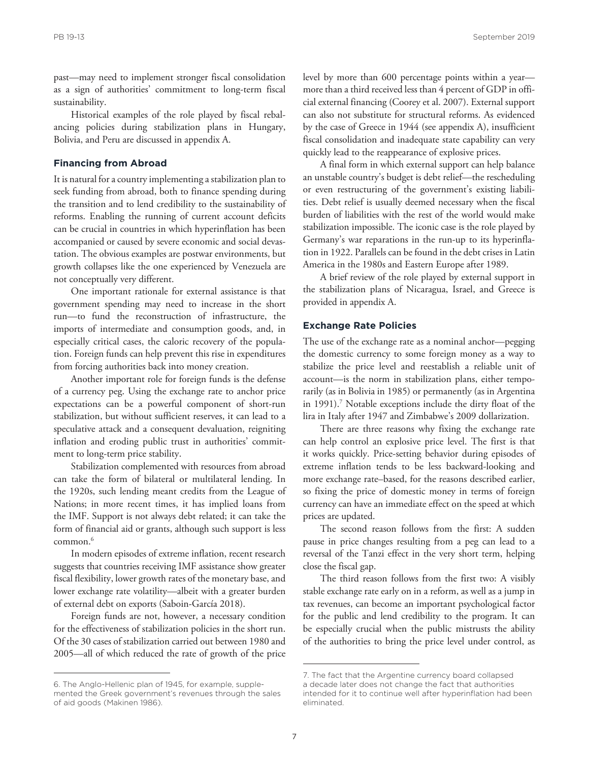past—may need to implement stronger fiscal consolidation as a sign of authorities' commitment to long-term fiscal sustainability.

Historical examples of the role played by fiscal rebalancing policies during stabilization plans in Hungary, Bolivia, and Peru are discussed in appendix A.

### Financing from Abroad

It is natural for a country implementing a stabilization plan to seek funding from abroad, both to finance spending during the transition and to lend credibility to the sustainability of reforms. Enabling the running of current account deficits can be crucial in countries in which hyperinflation has been accompanied or caused by severe economic and social devastation. The obvious examples are postwar environments, but growth collapses like the one experienced by Venezuela are not conceptually very different.

One important rationale for external assistance is that government spending may need to increase in the short run—to fund the reconstruction of infrastructure, the imports of intermediate and consumption goods, and, in especially critical cases, the caloric recovery of the population. Foreign funds can help prevent this rise in expenditures from forcing authorities back into money creation.

Another important role for foreign funds is the defense of a currency peg. Using the exchange rate to anchor price expectations can be a powerful component of short-run stabilization, but without sufficient reserves, it can lead to a speculative attack and a consequent devaluation, reigniting inflation and eroding public trust in authorities' commitment to long-term price stability.

Stabilization complemented with resources from abroad can take the form of bilateral or multilateral lending. In the 1920s, such lending meant credits from the League of Nations; in more recent times, it has implied loans from the IMF. Support is not always debt related; it can take the form of financial aid or grants, although such support is less common.[6]

In modern episodes of extreme inflation, recent research suggests that countries receiving IMF assistance show greater fiscal flexibility, lower growth rates of the monetary base, and lower exchange rate volatility—albeit with a greater burden of external debt on exports (Saboin-García 2018).

Foreign funds are not, however, a necessary condition for the effectiveness of stabilization policies in the short run. Of the 30 cases of stabilization carried out between 1980 and 2005—all of which reduced the rate of growth of the price level by more than 600 percentage points within a year—more than a third received less than 4 percent of GDP in official external financing (Coorey et al. 2007). External support can also not substitute for structural reforms. As evidenced by the case of Greece in 1944 (see appendix A), insufficient fiscal consolidation and inadequate state capability can very quickly lead to the reappearance of explosive prices.

A final form in which external support can help balance an unstable country's budget is debt relief—the rescheduling or even restructuring of the government's existing liabilities. Debt relief is usually deemed necessary when the fiscal burden of liabilities with the rest of the world would make stabilization impossible. The iconic case is the role played by Germany's war reparations in the run-up to its hyperinflation in 1922. Parallels can be found in the debt crises in Latin America in the 1980s and Eastern Europe after 1989.

A brief review of the role played by external support in the stabilization plans of Nicaragua, Israel, and Greece is provided in appendix A.

### Exchange Rate Policies

The use of the exchange rate as a nominal anchor—pegging the domestic currency to some foreign money as a way to stabilize the price level and reestablish a reliable unit of account—is the norm in stabilization plans, either temporarily (as in Bolivia in 1985) or permanently (as in Argentina in 1991).[7] Notable exceptions include the dirty float of the lira in Italy after 1947 and Zimbabwe's 2009 dollarization.

There are three reasons why fixing the exchange rate can help control an explosive price level. The first is that it works quickly. Price-setting behavior during episodes of extreme inflation tends to be less backward-looking and more exchange rate–based, for the reasons described earlier, so fixing the price of domestic money in terms of foreign currency can have an immediate effect on the speed at which prices are updated.

The second reason follows from the first: A sudden pause in price changes resulting from a peg can lead to a reversal of the Tanzi effect in the very short term, helping close the fiscal gap.

The third reason follows from the first two: A visibly stable exchange rate early on in a reform, as well as a jump in tax revenues, can become an important psychological factor for the public and lend credibility to the program. It can be especially crucial when the public mistrusts the ability of the authorities to bring the price level under control, as

---

6. The Anglo-Hellenic plan of 1945, for example, supplemented the Greek government's revenues through the sales of aid goods (Makinen 1986).

7. The fact that the Argentine currency board collapsed a decade later does not change the fact that authorities intended for it to continue well after hyperinflation had been eliminated.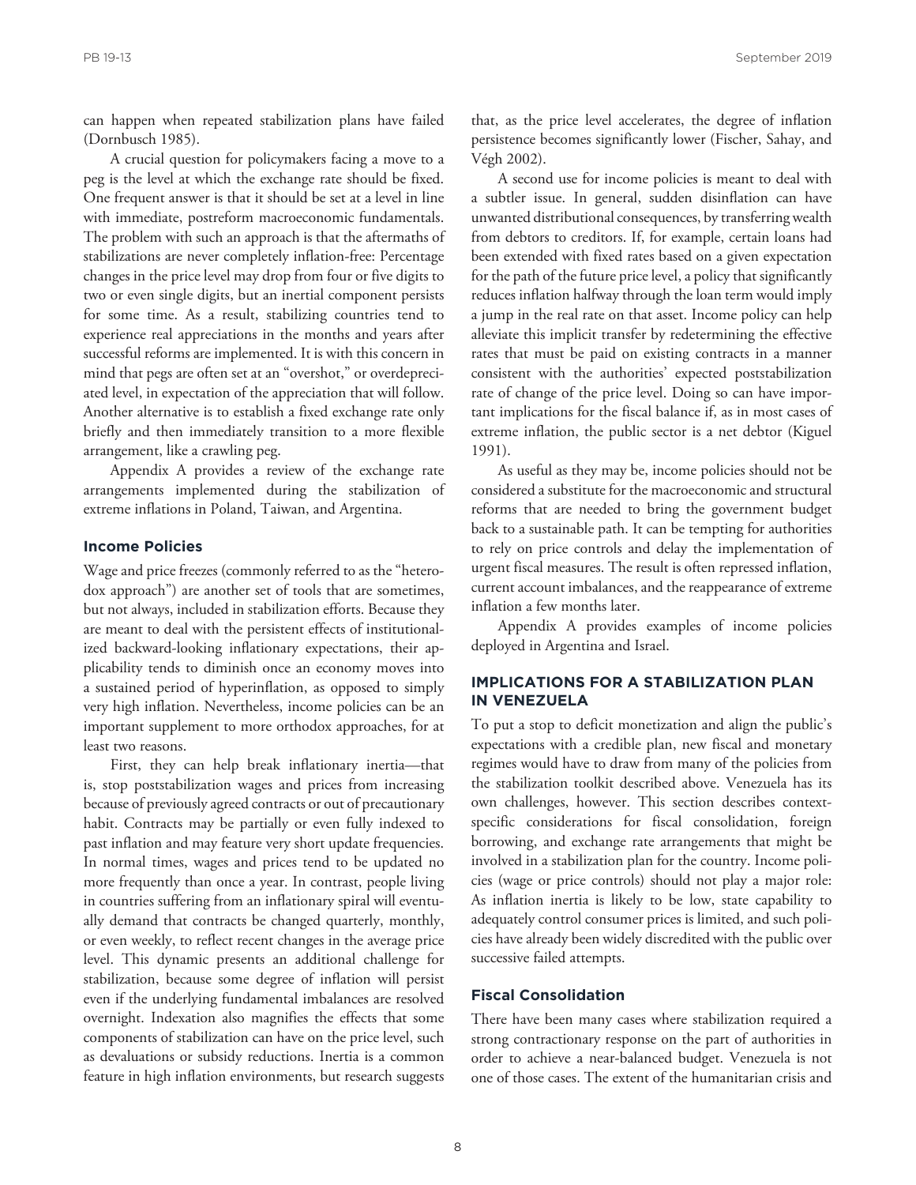can happen when repeated stabilization plans have failed (Dornbusch 1985).

A crucial question for policymakers facing a move to a peg is the level at which the exchange rate should be fixed. One frequent answer is that it should be set at a level in line with immediate, postreform macroeconomic fundamentals. The problem with such an approach is that the aftermaths of stabilizations are never completely inflation-free: Percentage changes in the price level may drop from four or five digits to two or even single digits, but an inertial component persists for some time. As a result, stabilizing countries tend to experience real appreciations in the months and years after successful reforms are implemented. It is with this concern in mind that pegs are often set at an "overshot," or overdepreciated level, in expectation of the appreciation that will follow. Another alternative is to establish a fixed exchange rate only briefly and then immediately transition to a more flexible arrangement, like a crawling peg.

Appendix A provides a review of the exchange rate arrangements implemented during the stabilization of extreme inflations in Poland, Taiwan, and Argentina.

### Income Policies

Wage and price freezes (commonly referred to as the "heterodox approach") are another set of tools that are sometimes, but not always, included in stabilization efforts. Because they are meant to deal with the persistent effects of institutionalized backward-looking inflationary expectations, their applicability tends to diminish once an economy moves into a sustained period of hyperinflation, as opposed to simply very high inflation. Nevertheless, income policies can be an important supplement to more orthodox approaches, for at least two reasons.

First, they can help break inflationary inertia—that is, stop poststabilization wages and prices from increasing because of previously agreed contracts or out of precautionary habit. Contracts may be partially or even fully indexed to past inflation and may feature very short update frequencies. In normal times, wages and prices tend to be updated no more frequently than once a year. In contrast, people living in countries suffering from an inflationary spiral will eventually demand that contracts be changed quarterly, monthly, or even weekly, to reflect recent changes in the average price level. This dynamic presents an additional challenge for stabilization, because some degree of inflation will persist even if the underlying fundamental imbalances are resolved overnight. Indexation also magnifies the effects that some components of stabilization can have on the price level, such as devaluations or subsidy reductions. Inertia is a common feature in high inflation environments, but research suggests that, as the price level accelerates, the degree of inflation persistence becomes significantly lower (Fischer, Sahay, and Végh 2002).

A second use for income policies is meant to deal with a subtler issue. In general, sudden disinflation can have unwanted distributional consequences, by transferring wealth from debtors to creditors. If, for example, certain loans had been extended with fixed rates based on a given expectation for the path of the future price level, a policy that significantly reduces inflation halfway through the loan term would imply a jump in the real rate on that asset. Income policy can help alleviate this implicit transfer by redetermining the effective rates that must be paid on existing contracts in a manner consistent with the authorities' expected poststabilization rate of change of the price level. Doing so can have important implications for the fiscal balance if, as in most cases of extreme inflation, the public sector is a net debtor (Kiguel 1991).

As useful as they may be, income policies should not be considered a substitute for the macroeconomic and structural reforms that are needed to bring the government budget back to a sustainable path. It can be tempting for authorities to rely on price controls and delay the implementation of urgent fiscal measures. The result is often repressed inflation, current account imbalances, and the reappearance of extreme inflation a few months later.

Appendix A provides examples of income policies deployed in Argentina and Israel.

## IMPLICATIONS FOR A STABILIZATION PLAN IN VENEZUELA

To put a stop to deficit monetization and align the public's expectations with a credible plan, new fiscal and monetary regimes would have to draw from many of the policies from the stabilization toolkit described above. Venezuela has its own challenges, however. This section describes context-specific considerations for fiscal consolidation, foreign borrowing, and exchange rate arrangements that might be involved in a stabilization plan for the country. Income policies (wage or price controls) should not play a major role: As inflation inertia is likely to be low, state capability to adequately control consumer prices is limited, and such policies have already been widely discredited with the public over successive failed attempts.

### Fiscal Consolidation

There have been many cases where stabilization required a strong contractionary response on the part of authorities in order to achieve a near-balanced budget. Venezuela is not one of those cases. The extent of the humanitarian crisis and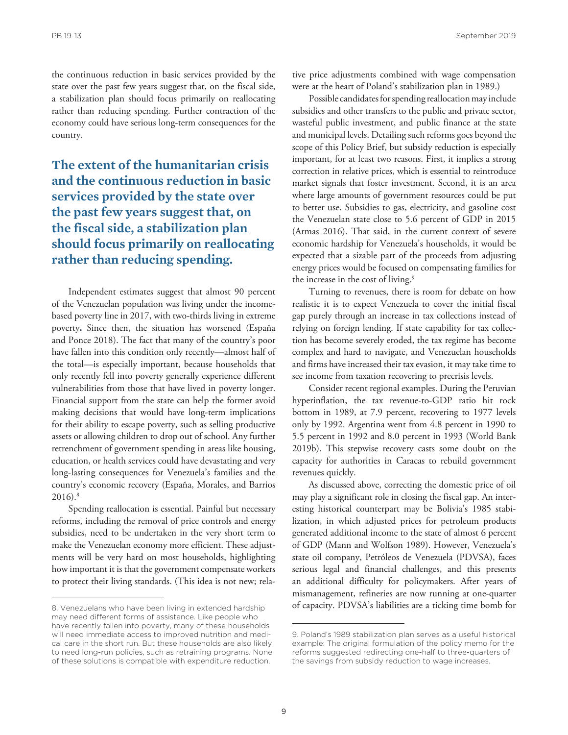the continuous reduction in basic services provided by the state over the past few years suggest that, on the fiscal side, a stabilization plan should focus primarily on reallocating rather than reducing spending. Further contraction of the economy could have serious long-term consequences for the country.

**The extent of the humanitarian crisis and the continuous reduction in basic services provided by the state over the past few years suggest that, on the fiscal side, a stabilization plan should focus primarily on reallocating rather than reducing spending.**

Independent estimates suggest that almost 90 percent of the Venezuelan population was living under the income-based poverty line in 2017, with two-thirds living in extreme poverty**.** Since then, the situation has worsened (España and Ponce 2018). The fact that many of the country's poor have fallen into this condition only recently—almost half of the total—is especially important, because households that only recently fell into poverty generally experience different vulnerabilities from those that have lived in poverty longer. Financial support from the state can help the former avoid making decisions that would have long-term implications for their ability to escape poverty, such as selling productive assets or allowing children to drop out of school. Any further retrenchment of government spending in areas like housing, education, or health services could have devastating and very long-lasting consequences for Venezuela's families and the country's economic recovery (España, Morales, and Barrios 2016).[8]

Spending reallocation is essential. Painful but necessary reforms, including the removal of price controls and energy subsidies, need to be undertaken in the very short term to make the Venezuelan economy more efficient. These adjustments will be very hard on most households, highlighting how important it is that the government compensate workers to protect their living standards. (This idea is not new; relative price adjustments combined with wage compensation were at the heart of Poland's stabilization plan in 1989.)

Possible candidates for spending reallocation may include subsidies and other transfers to the public and private sector, wasteful public investment, and public finance at the state and municipal levels. Detailing such reforms goes beyond the scope of this Policy Brief, but subsidy reduction is especially important, for at least two reasons. First, it implies a strong correction in relative prices, which is essential to reintroduce market signals that foster investment. Second, it is an area where large amounts of government resources could be put to better use. Subsidies to gas, electricity, and gasoline cost the Venezuelan state close to 5.6 percent of GDP in 2015 (Armas 2016). That said, in the current context of severe economic hardship for Venezuela's households, it would be expected that a sizable part of the proceeds from adjusting energy prices would be focused on compensating families for the increase in the cost of living.[9]

Turning to revenues, there is room for debate on how realistic it is to expect Venezuela to cover the initial fiscal gap purely through an increase in tax collections instead of relying on foreign lending. If state capability for tax collection has become severely eroded, the tax regime has become complex and hard to navigate, and Venezuelan households and firms have increased their tax evasion, it may take time to see income from taxation recovering to precrisis levels.

Consider recent regional examples. During the Peruvian hyperinflation, the tax revenue-to-GDP ratio hit rock bottom in 1989, at 7.9 percent, recovering to 1977 levels only by 1992. Argentina went from 4.8 percent in 1990 to 5.5 percent in 1992 and 8.0 percent in 1993 (World Bank 2019b). This stepwise recovery casts some doubt on the capacity for authorities in Caracas to rebuild government revenues quickly.

As discussed above, correcting the domestic price of oil may play a significant role in closing the fiscal gap. An interesting historical counterpart may be Bolivia's 1985 stabilization, in which adjusted prices for petroleum products generated additional income to the state of almost 6 percent of GDP (Mann and Wolfson 1989). However, Venezuela's state oil company, Petróleos de Venezuela (PDVSA), faces serious legal and financial challenges, and this presents an additional difficulty for policymakers. After years of mismanagement, refineries are now running at one-quarter of capacity. PDVSA's liabilities are a ticking time bomb for

---

8. Venezuelans who have been living in extended hardship may need different forms of assistance. Like people who have recently fallen into poverty, many of these households will need immediate access to improved nutrition and medical care in the short run. But these households are also likely to need long-run policies, such as retraining programs. None of these solutions is compatible with expenditure reduction.

9. Poland's 1989 stabilization plan serves as a useful historical example: The original formulation of the policy memo for the reforms suggested redirecting one-half to three-quarters of the savings from subsidy reduction to wage increases.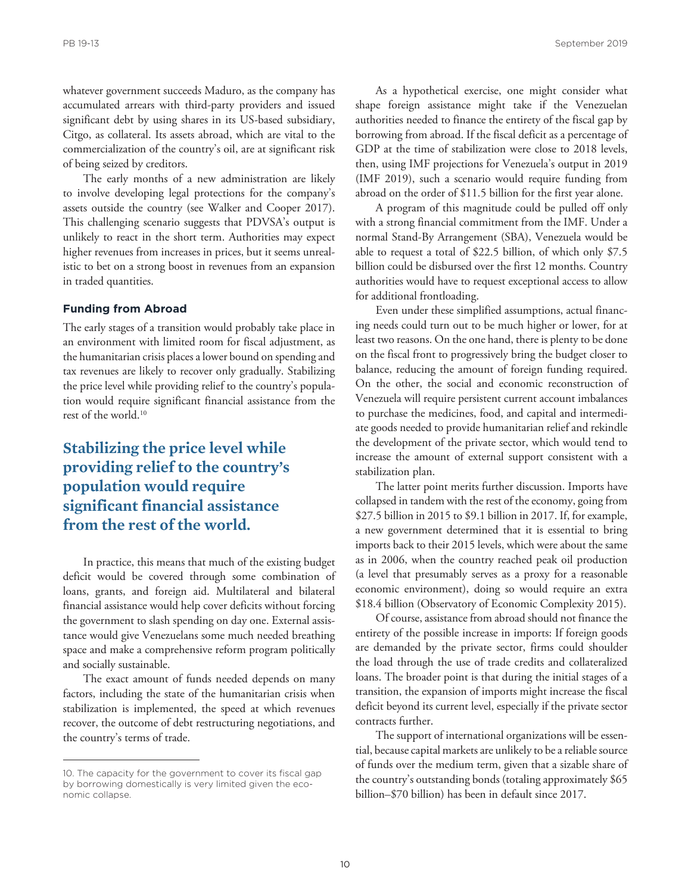whatever government succeeds Maduro, as the company has accumulated arrears with third-party providers and issued significant debt by using shares in its US-based subsidiary, Citgo, as collateral. Its assets abroad, which are vital to the commercialization of the country's oil, are at significant risk of being seized by creditors.

The early months of a new administration are likely to involve developing legal protections for the company's assets outside the country (see Walker and Cooper 2017). This challenging scenario suggests that PDVSA's output is unlikely to react in the short term. Authorities may expect higher revenues from increases in prices, but it seems unrealistic to bet on a strong boost in revenues from an expansion in traded quantities.

### Funding from Abroad

The early stages of a transition would probably take place in an environment with limited room for fiscal adjustment, as the humanitarian crisis places a lower bound on spending and tax revenues are likely to recover only gradually. Stabilizing the price level while providing relief to the country's population would require significant financial assistance from the rest of the world.[10]

**Stabilizing the price level while providing relief to the country's population would require significant financial assistance from the rest of the world.**

In practice, this means that much of the existing budget deficit would be covered through some combination of loans, grants, and foreign aid. Multilateral and bilateral financial assistance would help cover deficits without forcing the government to slash spending on day one. External assistance would give Venezuelans some much needed breathing space and make a comprehensive reform program politically and socially sustainable.

The exact amount of funds needed depends on many factors, including the state of the humanitarian crisis when stabilization is implemented, the speed at which revenues recover, the outcome of debt restructuring negotiations, and the country's terms of trade.

As a hypothetical exercise, one might consider what shape foreign assistance might take if the Venezuelan authorities needed to finance the entirety of the fiscal gap by borrowing from abroad. If the fiscal deficit as a percentage of GDP at the time of stabilization were close to 2018 levels, then, using IMF projections for Venezuela's output in 2019 (IMF 2019), such a scenario would require funding from abroad on the order of $11.5 billion for the first year alone.

A program of this magnitude could be pulled off only with a strong financial commitment from the IMF. Under a normal Stand-By Arrangement (SBA), Venezuela would be able to request a total of $22.5 billion, of which only $7.5 billion could be disbursed over the first 12 months. Country authorities would have to request exceptional access to allow for additional frontloading.

Even under these simplified assumptions, actual financing needs could turn out to be much higher or lower, for at least two reasons. On the one hand, there is plenty to be done on the fiscal front to progressively bring the budget closer to balance, reducing the amount of foreign funding required. On the other, the social and economic reconstruction of Venezuela will require persistent current account imbalances to purchase the medicines, food, and capital and intermediate goods needed to provide humanitarian relief and rekindle the development of the private sector, which would tend to increase the amount of external support consistent with a stabilization plan.

The latter point merits further discussion. Imports have collapsed in tandem with the rest of the economy, going from $27.5 billion in 2015 to $9.1 billion in 2017. If, for example, a new government determined that it is essential to bring imports back to their 2015 levels, which were about the same as in 2006, when the country reached peak oil production (a level that presumably serves as a proxy for a reasonable economic environment), doing so would require an extra $18.4 billion (Observatory of Economic Complexity 2015).

Of course, assistance from abroad should not finance the entirety of the possible increase in imports: If foreign goods are demanded by the private sector, firms could shoulder the load through the use of trade credits and collateralized loans. The broader point is that during the initial stages of a transition, the expansion of imports might increase the fiscal deficit beyond its current level, especially if the private sector contracts further.

The support of international organizations will be essential, because capital markets are unlikely to be a reliable source of funds over the medium term, given that a sizable share of the country's outstanding bonds (totaling approximately $65 billion–$70 billion) has been in default since 2017.

---

10. The capacity for the government to cover its fiscal gap by borrowing domestically is very limited given the economic collapse.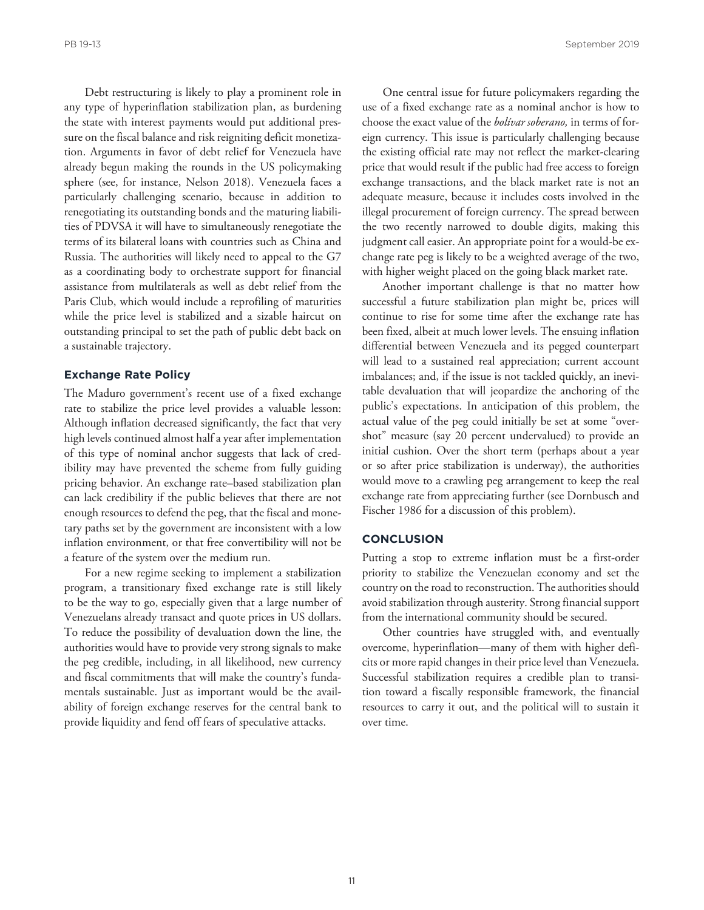Debt restructuring is likely to play a prominent role in any type of hyperinflation stabilization plan, as burdening the state with interest payments would put additional pressure on the fiscal balance and risk reigniting deficit monetization. Arguments in favor of debt relief for Venezuela have already begun making the rounds in the US policymaking sphere (see, for instance, Nelson 2018). Venezuela faces a particularly challenging scenario, because in addition to renegotiating its outstanding bonds and the maturing liabilities of PDVSA it will have to simultaneously renegotiate the terms of its bilateral loans with countries such as China and Russia. The authorities will likely need to appeal to the G7 as a coordinating body to orchestrate support for financial assistance from multilaterals as well as debt relief from the Paris Club, which would include a reprofiling of maturities while the price level is stabilized and a sizable haircut on outstanding principal to set the path of public debt back on a sustainable trajectory.

### Exchange Rate Policy

The Maduro government's recent use of a fixed exchange rate to stabilize the price level provides a valuable lesson: Although inflation decreased significantly, the fact that very high levels continued almost half a year after implementation of this type of nominal anchor suggests that lack of credibility may have prevented the scheme from fully guiding pricing behavior. An exchange rate–based stabilization plan can lack credibility if the public believes that there are not enough resources to defend the peg, that the fiscal and monetary paths set by the government are inconsistent with a low inflation environment, or that free convertibility will not be a feature of the system over the medium run.

For a new regime seeking to implement a stabilization program, a transitionary fixed exchange rate is still likely to be the way to go, especially given that a large number of Venezuelans already transact and quote prices in US dollars. To reduce the possibility of devaluation down the line, the authorities would have to provide very strong signals to make the peg credible, including, in all likelihood, new currency and fiscal commitments that will make the country's fundamentals sustainable. Just as important would be the availability of foreign exchange reserves for the central bank to provide liquidity and fend off fears of speculative attacks.

One central issue for future policymakers regarding the use of a fixed exchange rate as a nominal anchor is how to choose the exact value of the *bolívar soberano,* in terms of foreign currency. This issue is particularly challenging because the existing official rate may not reflect the market-clearing price that would result if the public had free access to foreign exchange transactions, and the black market rate is not an adequate measure, because it includes costs involved in the illegal procurement of foreign currency. The spread between the two recently narrowed to double digits, making this judgment call easier. An appropriate point for a would-be exchange rate peg is likely to be a weighted average of the two, with higher weight placed on the going black market rate.

Another important challenge is that no matter how successful a future stabilization plan might be, prices will continue to rise for some time after the exchange rate has been fixed, albeit at much lower levels. The ensuing inflation differential between Venezuela and its pegged counterpart will lead to a sustained real appreciation; current account imbalances; and, if the issue is not tackled quickly, an inevitable devaluation that will jeopardize the anchoring of the public's expectations. In anticipation of this problem, the actual value of the peg could initially be set at some "overshot" measure (say 20 percent undervalued) to provide an initial cushion. Over the short term (perhaps about a year or so after price stabilization is underway), the authorities would move to a crawling peg arrangement to keep the real exchange rate from appreciating further (see Dornbusch and Fischer 1986 for a discussion of this problem).

## CONCLUSION

Putting a stop to extreme inflation must be a first-order priority to stabilize the Venezuelan economy and set the country on the road to reconstruction. The authorities should avoid stabilization through austerity. Strong financial support from the international community should be secured.

Other countries have struggled with, and eventually overcome, hyperinflation—many of them with higher deficits or more rapid changes in their price level than Venezuela. Successful stabilization requires a credible plan to transition toward a fiscally responsible framework, the financial resources to carry it out, and the political will to sustain it over time.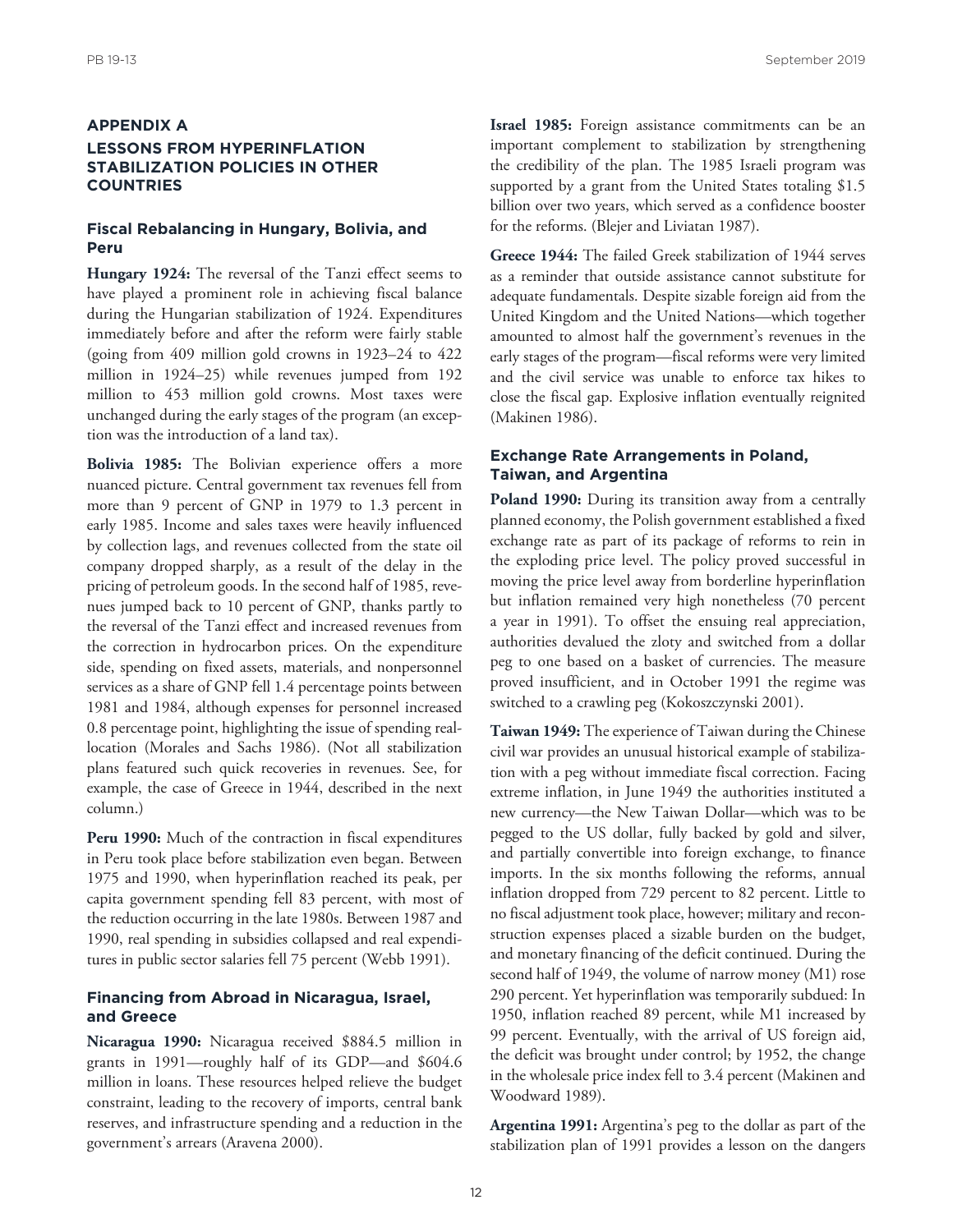## APPENDIX A

## LESSONS FROM HYPERINFLATION STABILIZATION POLICIES IN OTHER COUNTRIES

### Fiscal Rebalancing in Hungary, Bolivia, and Peru

**Hungary 1924:** The reversal of the Tanzi effect seems to have played a prominent role in achieving fiscal balance during the Hungarian stabilization of 1924. Expenditures immediately before and after the reform were fairly stable (going from 409 million gold crowns in 1923–24 to 422 million in 1924–25) while revenues jumped from 192 million to 453 million gold crowns. Most taxes were unchanged during the early stages of the program (an exception was the introduction of a land tax).

**Bolivia 1985:** The Bolivian experience offers a more nuanced picture. Central government tax revenues fell from more than 9 percent of GNP in 1979 to 1.3 percent in early 1985. Income and sales taxes were heavily influenced by collection lags, and revenues collected from the state oil company dropped sharply, as a result of the delay in the pricing of petroleum goods. In the second half of 1985, revenues jumped back to 10 percent of GNP, thanks partly to the reversal of the Tanzi effect and increased revenues from the correction in hydrocarbon prices. On the expenditure side, spending on fixed assets, materials, and nonpersonnel services as a share of GNP fell 1.4 percentage points between 1981 and 1984, although expenses for personnel increased 0.8 percentage point, highlighting the issue of spending reallocation (Morales and Sachs 1986). (Not all stabilization plans featured such quick recoveries in revenues. See, for example, the case of Greece in 1944, described in the next column.)

**Peru 1990:** Much of the contraction in fiscal expenditures in Peru took place before stabilization even began. Between 1975 and 1990, when hyperinflation reached its peak, per capita government spending fell 83 percent, with most of the reduction occurring in the late 1980s. Between 1987 and 1990, real spending in subsidies collapsed and real expenditures in public sector salaries fell 75 percent (Webb 1991).

### Financing from Abroad in Nicaragua, Israel, and Greece

**Nicaragua 1990:** Nicaragua received $884.5 million in grants in 1991—roughly half of its GDP—and $604.6 million in loans. These resources helped relieve the budget constraint, leading to the recovery of imports, central bank reserves, and infrastructure spending and a reduction in the government's arrears (Aravena 2000).

**Israel 1985:** Foreign assistance commitments can be an important complement to stabilization by strengthening the credibility of the plan. The 1985 Israeli program was supported by a grant from the United States totaling $1.5 billion over two years, which served as a confidence booster for the reforms. (Blejer and Liviatan 1987).

**Greece 1944:** The failed Greek stabilization of 1944 serves as a reminder that outside assistance cannot substitute for adequate fundamentals. Despite sizable foreign aid from the United Kingdom and the United Nations—which together amounted to almost half the government's revenues in the early stages of the program—fiscal reforms were very limited and the civil service was unable to enforce tax hikes to close the fiscal gap. Explosive inflation eventually reignited (Makinen 1986).

### Exchange Rate Arrangements in Poland, Taiwan, and Argentina

**Poland 1990:** During its transition away from a centrally planned economy, the Polish government established a fixed exchange rate as part of its package of reforms to rein in the exploding price level. The policy proved successful in moving the price level away from borderline hyperinflation but inflation remained very high nonetheless (70 percent a year in 1991). To offset the ensuing real appreciation, authorities devalued the zloty and switched from a dollar peg to one based on a basket of currencies. The measure proved insufficient, and in October 1991 the regime was switched to a crawling peg (Kokoszczynski 2001).

**Taiwan 1949:** The experience of Taiwan during the Chinese civil war provides an unusual historical example of stabilization with a peg without immediate fiscal correction. Facing extreme inflation, in June 1949 the authorities instituted a new currency—the New Taiwan Dollar—which was to be pegged to the US dollar, fully backed by gold and silver, and partially convertible into foreign exchange, to finance imports. In the six months following the reforms, annual inflation dropped from 729 percent to 82 percent. Little to no fiscal adjustment took place, however; military and reconstruction expenses placed a sizable burden on the budget, and monetary financing of the deficit continued. During the second half of 1949, the volume of narrow money (M1) rose 290 percent. Yet hyperinflation was temporarily subdued: In 1950, inflation reached 89 percent, while M1 increased by 99 percent. Eventually, with the arrival of US foreign aid, the deficit was brought under control; by 1952, the change in the wholesale price index fell to 3.4 percent (Makinen and Woodward 1989).

**Argentina 1991:** Argentina's peg to the dollar as part of the stabilization plan of 1991 provides a lesson on the dangers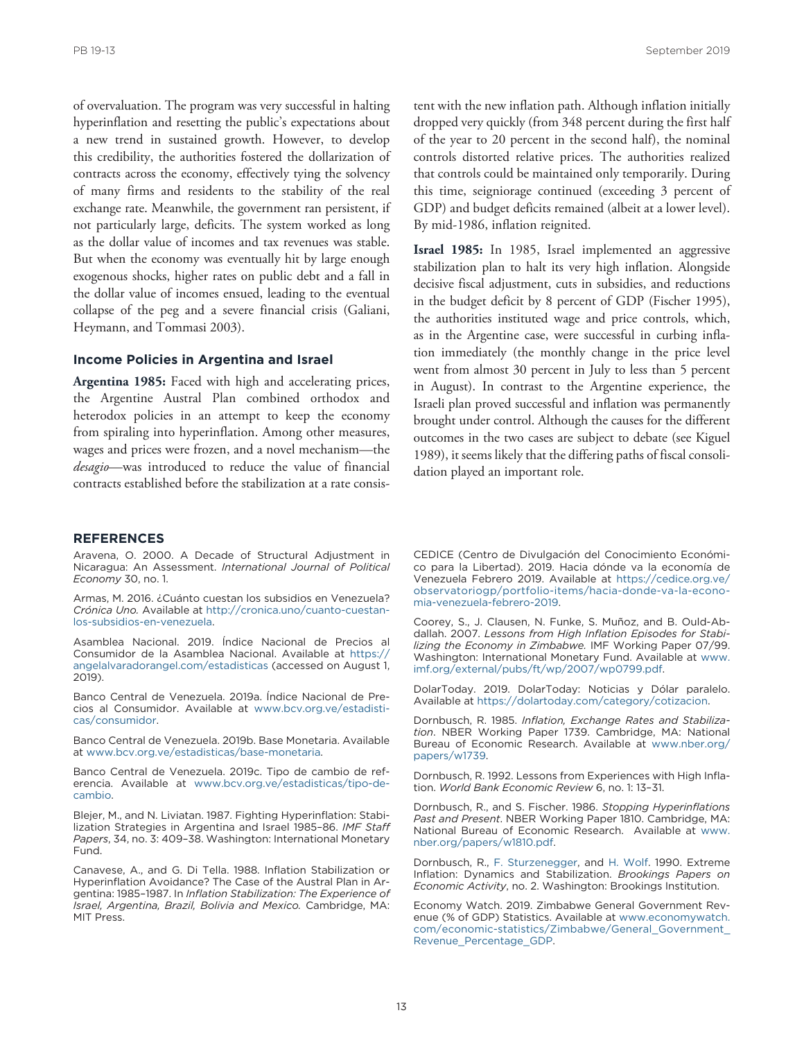of overvaluation. The program was very successful in halting hyperinflation and resetting the public's expectations about a new trend in sustained growth. However, to develop this credibility, the authorities fostered the dollarization of contracts across the economy, effectively tying the solvency of many firms and residents to the stability of the real exchange rate. Meanwhile, the government ran persistent, if not particularly large, deficits. The system worked as long as the dollar value of incomes and tax revenues was stable. But when the economy was eventually hit by large enough exogenous shocks, higher rates on public debt and a fall in the dollar value of incomes ensued, leading to the eventual collapse of the peg and a severe financial crisis (Galiani, Heymann, and Tommasi 2003).

### Income Policies in Argentina and Israel

**Argentina 1985:** Faced with high and accelerating prices, the Argentine Austral Plan combined orthodox and heterodox policies in an attempt to keep the economy from spiraling into hyperinflation. Among other measures, wages and prices were frozen, and a novel mechanism—the *desagio*—was introduced to reduce the value of financial contracts established before the stabilization at a rate consistent with the new inflation path. Although inflation initially dropped very quickly (from 348 percent during the first half of the year to 20 percent in the second half), the nominal controls distorted relative prices. The authorities realized that controls could be maintained only temporarily. During this time, seigniorage continued (exceeding 3 percent of GDP) and budget deficits remained (albeit at a lower level). By mid-1986, inflation reignited.

**Israel 1985:** In 1985, Israel implemented an aggressive stabilization plan to halt its very high inflation. Alongside decisive fiscal adjustment, cuts in subsidies, and reductions in the budget deficit by 8 percent of GDP (Fischer 1995), the authorities instituted wage and price controls, which, as in the Argentine case, were successful in curbing inflation immediately (the monthly change in the price level went from almost 30 percent in July to less than 5 percent in August). In contrast to the Argentine experience, the Israeli plan proved successful and inflation was permanently brought under control. Although the causes for the different outcomes in the two cases are subject to debate (see Kiguel 1989), it seems likely that the differing paths of fiscal consolidation played an important role.

## REFERENCES

Aravena, O. 2000. A Decade of Structural Adjustment in Nicaragua: An Assessment. *International Journal of Political Economy* 30, no. 1.

Armas, M. 2016. ¿Cuánto cuestan los subsidios en Venezuela? *Crónica Uno.* Available at http://cronica.uno/cuanto-cuestan-los-subsidios-en-venezuela.

Asamblea Nacional. 2019. Índice Nacional de Precios al Consumidor de la Asamblea Nacional. Available at https://angelalvaradorangel.com/estadisticas (accessed on August 1, 2019).

Banco Central de Venezuela. 2019a. Índice Nacional de Precios al Consumidor. Available at www.bcv.org.ve/estadisticas/consumidor.

Banco Central de Venezuela. 2019b. Base Monetaria. Available at www.bcv.org.ve/estadisticas/base-monetaria.

Banco Central de Venezuela. 2019c. Tipo de cambio de referencia. Available at www.bcv.org.ve/estadisticas/tipo-de-cambio.

Blejer, M., and N. Liviatan. 1987. Fighting Hyperinflation: Stabilization Strategies in Argentina and Israel 1985–86. *IMF Staff Papers*, 34, no. 3: 409–38. Washington: International Monetary Fund.

Canavese, A., and G. Di Tella. 1988. Inflation Stabilization or Hyperinflation Avoidance? The Case of the Austral Plan in Argentina: 1985–1987. In *Inflation Stabilization: The Experience of Israel, Argentina, Brazil, Bolivia and Mexico.* Cambridge, MA: MIT Press.

CEDICE (Centro de Divulgación del Conocimiento Económico para la Libertad). 2019. Hacia dónde va la economía de Venezuela Febrero 2019. Available at https://cedice.org.ve/observatoriogp/portfolio-items/hacia-donde-va-la-economia-venezuela-febrero-2019.

Coorey, S., J. Clausen, N. Funke, S. Muñoz, and B. Ould-Abdallah. 2007. *Lessons from High Inflation Episodes for Stabilizing the Economy in Zimbabwe.* IMF Working Paper 07/99. Washington: International Monetary Fund. Available at www.imf.org/external/pubs/ft/wp/2007/wp0799.pdf.

DolarToday. 2019. DolarToday: Noticias y Dólar paralelo. Available at https://dolartoday.com/category/cotizacion.

Dornbusch, R. 1985. *Inflation, Exchange Rates and Stabilization*. NBER Working Paper 1739. Cambridge, MA: National Bureau of Economic Research. Available at www.nber.org/papers/w1739.

Dornbusch, R. 1992. Lessons from Experiences with High Inflation. *World Bank Economic Review* 6, no. 1: 13–31.

Dornbusch, R., and S. Fischer. 1986. *Stopping Hyperinflations Past and Present*. NBER Working Paper 1810. Cambridge, MA: National Bureau of Economic Research. Available at www.nber.org/papers/w1810.pdf.

Dornbusch, R., F. Sturzenegger, and H. Wolf. 1990. Extreme Inflation: Dynamics and Stabilization. *Brookings Papers on Economic Activity*, no. 2. Washington: Brookings Institution.

Economy Watch. 2019. Zimbabwe General Government Revenue (% of GDP) Statistics. Available at www.economywatch.com/economic-statistics/Zimbabwe/General_Government_Revenue_Percentage_GDP.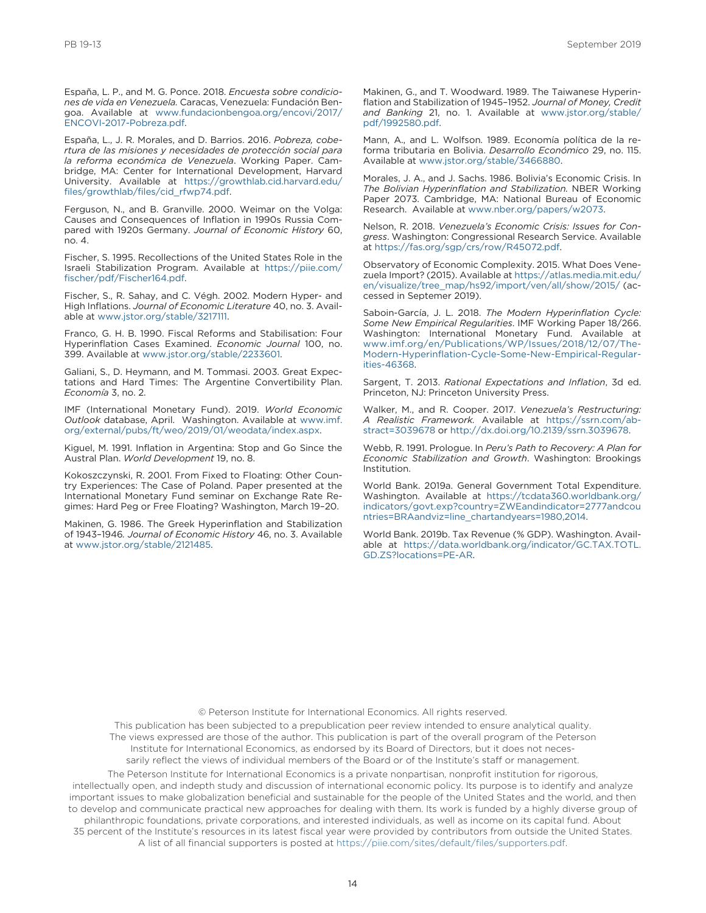España, L. P., and M. G. Ponce. 2018. *Encuesta sobre condiciones de vida en Venezuela*. Caracas, Venezuela: Fundación Bengoa. Available at www.fundacionbengoa.org/encovi/2017/ENCOVI-2017-Pobreza.pdf.

España, L., J. R. Morales, and D. Barrios. 2016. *Pobreza, cobertura de las misiones y necesidades de protección social para la reforma económica de Venezuela*. Working Paper. Cambridge, MA: Center for International Development, Harvard University. Available at https://growthlab.cid.harvard.edu/files/growthlab/files/cid_rfwp74.pdf.

Ferguson, N., and B. Granville. 2000. Weimar on the Volga: Causes and Consequences of Inflation in 1990s Russia Compared with 1920s Germany. *Journal of Economic History* 60, no. 4.

Fischer, S. 1995. Recollections of the United States Role in the Israeli Stabilization Program. Available at https://piie.com/fischer/pdf/Fischer164.pdf.

Fischer, S., R. Sahay, and C. Végh. 2002. Modern Hyper- and High Inflations. *Journal of Economic Literature* 40, no. 3. Available at www.jstor.org/stable/3217111.

Franco, G. H. B. 1990. Fiscal Reforms and Stabilisation: Four Hyperinflation Cases Examined. *Economic Journal* 100, no. 399. Available at www.jstor.org/stable/2233601.

Galiani, S., D. Heymann, and M. Tommasi. 2003. Great Expectations and Hard Times: The Argentine Convertibility Plan. *Economía* 3, no. 2.

IMF (International Monetary Fund). 2019. *World Economic Outlook* database, April. Washington. Available at www.imf.org/external/pubs/ft/weo/2019/01/weodata/index.aspx.

Kiguel, M. 1991. Inflation in Argentina: Stop and Go Since the Austral Plan. *World Development* 19, no. 8.

Kokoszczynski, R. 2001. From Fixed to Floating: Other Country Experiences: The Case of Poland. Paper presented at the International Monetary Fund seminar on Exchange Rate Regimes: Hard Peg or Free Floating? Washington, March 19–20.

Makinen, G. 1986. The Greek Hyperinflation and Stabilization of 1943–1946. *Journal of Economic History* 46, no. 3. Available at www.jstor.org/stable/2121485.

Makinen, G., and T. Woodward. 1989. The Taiwanese Hyperinflation and Stabilization of 1945–1952. *Journal of Money, Credit and Banking* 21, no. 1. Available at www.jstor.org/stable/pdf/1992580.pdf.

Mann, A., and L. Wolfson. 1989. Economía política de la reforma tributaria en Bolivia. *Desarrollo Económico* 29, no. 115. Available at www.jstor.org/stable/3466880.

Morales, J. A., and J. Sachs. 1986. Bolivia's Economic Crisis. In *The Bolivian Hyperinflation and Stabilization*. NBER Working Paper 2073. Cambridge, MA: National Bureau of Economic Research. Available at www.nber.org/papers/w2073.

Nelson, R. 2018. *Venezuela's Economic Crisis: Issues for Congress*. Washington: Congressional Research Service. Available at https://fas.org/sgp/crs/row/R45072.pdf.

Observatory of Economic Complexity. 2015. What Does Venezuela Import? (2015). Available at https://atlas.media.mit.edu/en/visualize/tree_map/hs92/import/ven/all/show/2015/ (accessed in Septemer 2019).

Saboin-García, J. L. 2018. *The Modern Hyperinflation Cycle: Some New Empirical Regularities*. IMF Working Paper 18/266. Washington: International Monetary Fund. Available at www.imf.org/en/Publications/WP/Issues/2018/12/07/The-Modern-Hyperinflation-Cycle-Some-New-Empirical-Regularities-46368.

Sargent, T. 2013. *Rational Expectations and Inflation*, 3d ed. Princeton, NJ: Princeton University Press.

Walker, M., and R. Cooper. 2017. *Venezuela's Restructuring: A Realistic Framework*. Available at https://ssrn.com/abstract=3039678 or http://dx.doi.org/10.2139/ssrn.3039678.

Webb, R. 1991. Prologue. In *Peru's Path to Recovery: A Plan for Economic Stabilization and Growth*. Washington: Brookings Institution.

World Bank. 2019a. General Government Total Expenditure. Washington. Available at https://tcdata360.worldbank.org/indicators/govt.exp?country=ZWEandindicator=2777andcountries=BRAandviz=line_chartandyears=1980,2014.

World Bank. 2019b. Tax Revenue (% GDP). Washington. Available at https://data.worldbank.org/indicator/GC.TAX.TOTL.GD.ZS?locations=PE-AR.

© Peterson Institute for International Economics. All rights reserved.

This publication has been subjected to a prepublication peer review intended to ensure analytical quality. The views expressed are those of the author. This publication is part of the overall program of the Peterson Institute for International Economics, as endorsed by its Board of Directors, but it does not necessarily reflect the views of individual members of the Board or of the Institute's staff or management.

The Peterson Institute for International Economics is a private nonpartisan, nonprofit institution for rigorous, intellectually open, and indepth study and discussion of international economic policy. Its purpose is to identify and analyze important issues to make globalization beneficial and sustainable for the people of the United States and the world, and then to develop and communicate practical new approaches for dealing with them. Its work is funded by a highly diverse group of philanthropic foundations, private corporations, and interested individuals, as well as income on its capital fund. About 35 percent of the Institute's resources in its latest fiscal year were provided by contributors from outside the United States. A list of all financial supporters is posted at https://piie.com/sites/default/files/supporters.pdf.